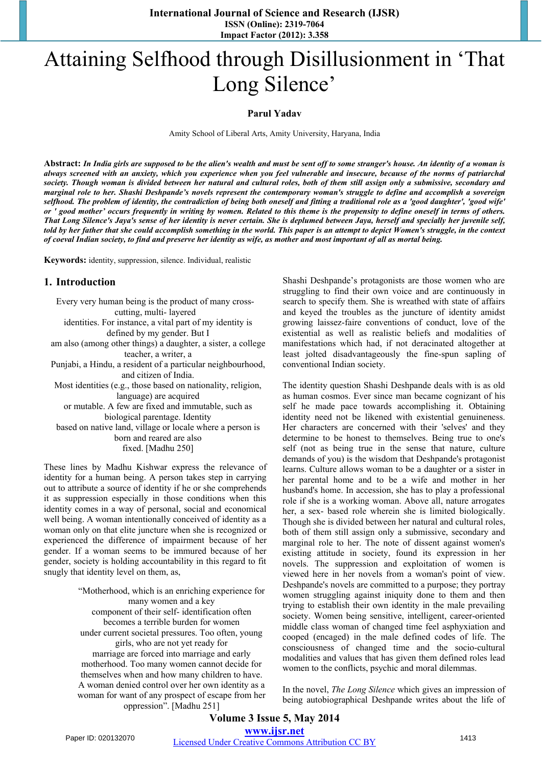# Attaining Selfhood through Disillusionment in 'That Long Silence'

**Parul Yadav**

Amity School of Liberal Arts, Amity University, Haryana, India

**Abstract:** ***In India girls are supposed to be the alien's wealth and must be sent off to some stranger's house. An identity of a woman is always screened with an anxiety, which you experience when you feel vulnerable and insecure, because of the norms of patriarchal society. Though woman is divided between her natural and cultural roles, both of them still assign only a submissive, secondary and marginal role to her. Shashi Deshpande's novels represent the contemporary woman's struggle to define and accomplish a sovereign selfhood. The problem of identity, the contradiction of being both oneself and fitting a traditional role as a 'good daughter', 'good wife' or ' good mother' occurs frequently in writing by women. Related to this theme is the propensity to define oneself in terms of others. That Long Silence's Jaya's sense of her identity is never certain. She is deplumed between Jaya, herself and specially her juvenile self, told by her father that she could accomplish something in the world. This paper is an attempt to depict Women's struggle, in the context of coeval Indian society, to find and preserve her identity as wife, as mother and most important of all as mortal being.***

**Keywords:** identity, suppression, silence. Individual, realistic

## 1. Introduction

> Every very human being is the product of many cross-cutting, multi- layered
> identities. For instance, a vital part of my identity is defined by my gender. But I
> am also (among other things) a daughter, a sister, a college teacher, a writer, a
> Punjabi, a Hindu, a resident of a particular neighbourhood, and citizen of India.
> Most identities (e.g., those based on nationality, religion, language) are acquired
> or mutable. A few are fixed and immutable, such as biological parentage. Identity
> based on native land, village or locale where a person is born and reared are also
> fixed. [Madhu 250]

These lines by Madhu Kishwar express the relevance of identity for a human being. A person takes step in carrying out to attribute a source of identity if he or she comprehends it as suppression especially in those conditions when this identity comes in a way of personal, social and economical well being. A woman intentionally conceived of identity as a woman only on that elite juncture when she is recognized or experienced the difference of impairment because of her gender. If a woman seems to be immured because of her gender, society is holding accountability in this regard to fit snugly that identity level on them, as,

> "Motherhood, which is an enriching experience for many women and a key
> component of their self- identification often becomes a terrible burden for women
> under current societal pressures. Too often, young girls, who are not yet ready for
> marriage are forced into marriage and early motherhood. Too many women cannot decide for
> themselves when and how many children to have.
> A woman denied control over her own identity as a woman for want of any prospect of escape from her
> oppression". [Madhu 251]

Shashi Deshpande's protagonists are those women who are struggling to find their own voice and are continuously in search to specify them. She is wreathed with state of affairs and keyed the troubles as the juncture of identity amidst growing laissez-faire conventions of conduct, love of the existential as well as realistic beliefs and modalities of manifestations which had, if not deracinated altogether at least jolted disadvantageously the fine-spun sapling of conventional Indian society.

The identity question Shashi Deshpande deals with is as old as human cosmos. Ever since man became cognizant of his self he made pace towards accomplishing it. Obtaining identity need not be likened with existential genuineness. Her characters are concerned with their 'selves' and they determine to be honest to themselves. Being true to one's self (not as being true in the sense that nature, culture demands of you) is the wisdom that Deshpande's protagonist learns. Culture allows woman to be a daughter or a sister in her parental home and to be a wife and mother in her husband's home. In accession, she has to play a professional role if she is a working woman. Above all, nature arrogates her, a sex- based role wherein she is limited biologically. Though she is divided between her natural and cultural roles, both of them still assign only a submissive, secondary and marginal role to her. The note of dissent against women's existing attitude in society, found its expression in her novels. The suppression and exploitation of women is viewed here in her novels from a woman's point of view. Deshpande's novels are committed to a purpose; they portray women struggling against iniquity done to them and then trying to establish their own identity in the male prevailing society. Women being sensitive, intelligent, career-oriented middle class woman of changed time feel asphyxiation and cooped (encaged) in the male defined codes of life. The consciousness of changed time and the socio-cultural modalities and values that has given them defined roles lead women to the conflicts, psychic and moral dilemmas.

In the novel, *The Long Silence* which gives an impression of being autobiographical Deshpande writes about the life of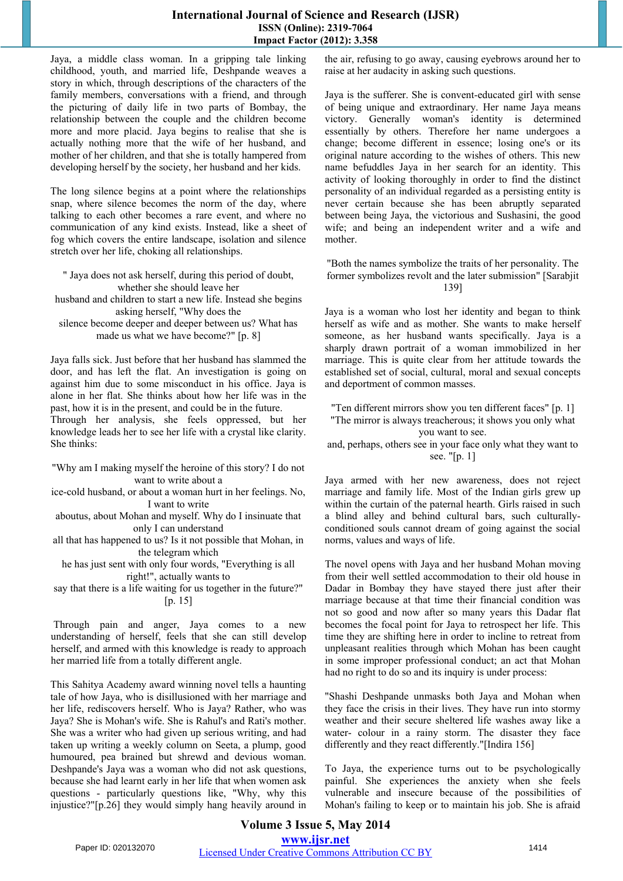Jaya, a middle class woman. In a gripping tale linking childhood, youth, and married life, Deshpande weaves a story in which, through descriptions of the characters of the family members, conversations with a friend, and through the picturing of daily life in two parts of Bombay, the relationship between the couple and the children become more and more placid. Jaya begins to realise that she is actually nothing more that the wife of her husband, and mother of her children, and that she is totally hampered from developing herself by the society, her husband and her kids.

The long silence begins at a point where the relationships snap, where silence becomes the norm of the day, where talking to each other becomes a rare event, and where no communication of any kind exists. Instead, like a sheet of fog which covers the entire landscape, isolation and silence stretch over her life, choking all relationships.

" Jaya does not ask herself, during this period of doubt, whether she should leave her husband and children to start a new life. Instead she begins asking herself, "Why does the silence become deeper and deeper between us? What has made us what we have become?" [p. 8]

Jaya falls sick. Just before that her husband has slammed the door, and has left the flat. An investigation is going on against him due to some misconduct in his office. Jaya is alone in her flat. She thinks about how her life was in the past, how it is in the present, and could be in the future. Through her analysis, she feels oppressed, but her knowledge leads her to see her life with a crystal like clarity. She thinks:

"Why am I making myself the heroine of this story? I do not want to write about a ice-cold husband, or about a woman hurt in her feelings. No, I want to write aboutus, about Mohan and myself. Why do I insinuate that only I can understand all that has happened to us? Is it not possible that Mohan, in the telegram which he has just sent with only four words, "Everything is all right!", actually wants to say that there is a life waiting for us together in the future?" [p. 15]

Through pain and anger, Jaya comes to a new understanding of herself, feels that she can still develop herself, and armed with this knowledge is ready to approach her married life from a totally different angle.

This Sahitya Academy award winning novel tells a haunting tale of how Jaya, who is disillusioned with her marriage and her life, rediscovers herself. Who is Jaya? Rather, who was Jaya? She is Mohan's wife. She is Rahul's and Rati's mother. She was a writer who had given up serious writing, and had taken up writing a weekly column on Seeta, a plump, good humoured, pea brained but shrewd and devious woman. Deshpande's Jaya was a woman who did not ask questions, because she had learnt early in her life that when women ask questions - particularly questions like, "Why, why this injustice?"[p.26] they would simply hang heavily around in the air, refusing to go away, causing eyebrows around her to raise at her audacity in asking such questions.

Jaya is the sufferer. She is convent-educated girl with sense of being unique and extraordinary. Her name Jaya means victory. Generally woman's identity is determined essentially by others. Therefore her name undergoes a change; become different in essence; losing one's or its original nature according to the wishes of others. This new name befuddles Jaya in her search for an identity. This activity of looking thoroughly in order to find the distinct personality of an individual regarded as a persisting entity is never certain because she has been abruptly separated between being Jaya, the victorious and Sushasini, the good wife; and being an independent writer and a wife and mother.

"Both the names symbolize the traits of her personality. The former symbolizes revolt and the later submission" [Sarabjit 139]

Jaya is a woman who lost her identity and began to think herself as wife and as mother. She wants to make herself someone, as her husband wants specifically. Jaya is a sharply drawn portrait of a woman immobilized in her marriage. This is quite clear from her attitude towards the established set of social, cultural, moral and sexual concepts and deportment of common masses.

"Ten different mirrors show you ten different faces" [p. 1]
"The mirror is always treacherous; it shows you only what you want to see.
and, perhaps, others see in your face only what they want to see. "[p. 1]

Jaya armed with her new awareness, does not reject marriage and family life. Most of the Indian girls grew up within the curtain of the paternal hearth. Girls raised in such a blind alley and behind cultural bars, such culturally-conditioned souls cannot dream of going against the social norms, values and ways of life.

The novel opens with Jaya and her husband Mohan moving from their well settled accommodation to their old house in Dadar in Bombay they have stayed there just after their marriage because at that time their financial condition was not so good and now after so many years this Dadar flat becomes the focal point for Jaya to retrospect her life. This time they are shifting here in order to incline to retreat from unpleasant realities through which Mohan has been caught in some improper professional conduct; an act that Mohan had no right to do so and its inquiry is under process:

"Shashi Deshpande unmasks both Jaya and Mohan when they face the crisis in their lives. They have run into stormy weather and their secure sheltered life washes away like a water- colour in a rainy storm. The disaster they face differently and they react differently."[Indira 156]

To Jaya, the experience turns out to be psychologically painful. She experiences the anxiety when she feels vulnerable and insecure because of the possibilities of Mohan's failing to keep or to maintain his job. She is afraid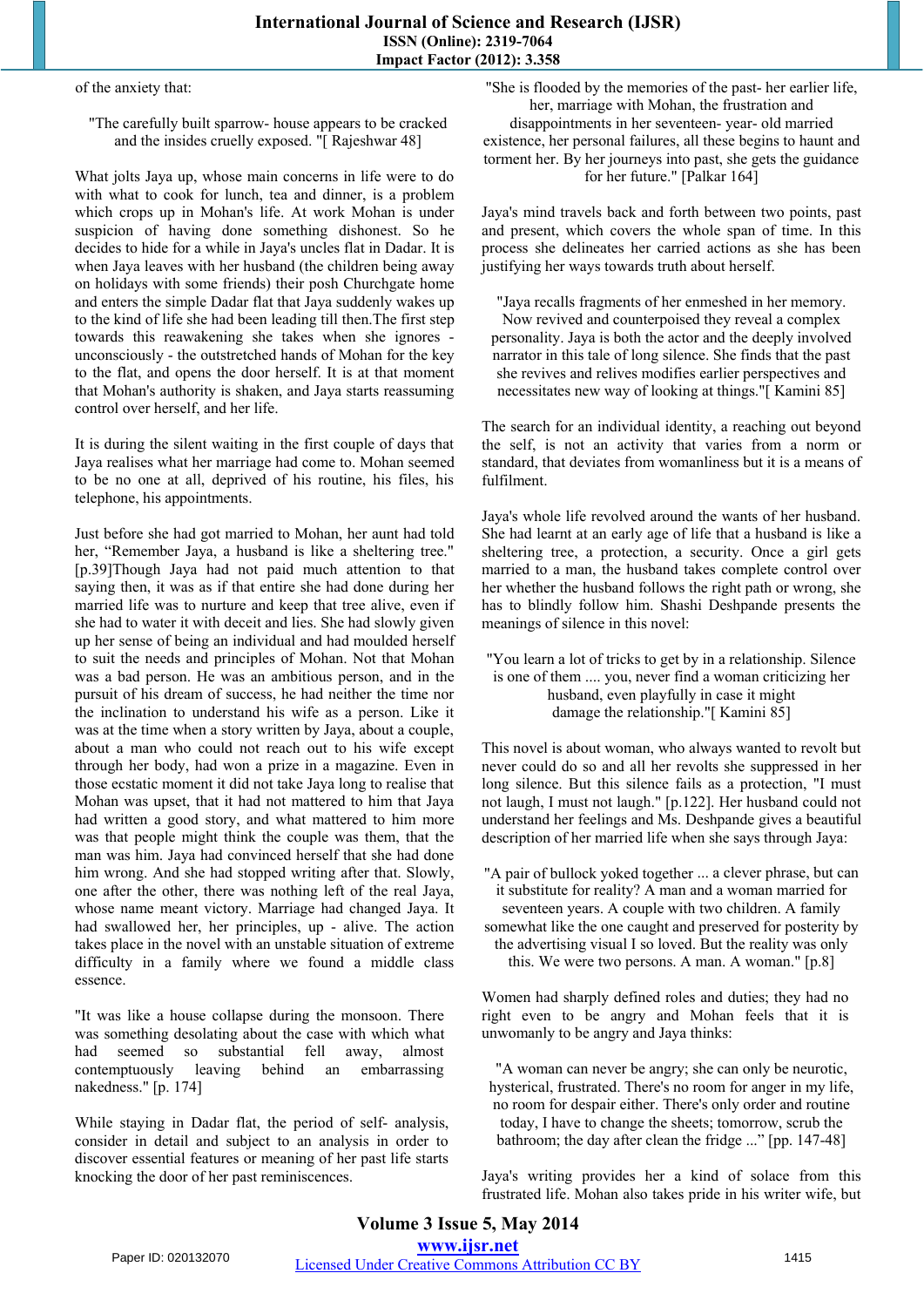of the anxiety that:

> "The carefully built sparrow- house appears to be cracked and the insides cruelly exposed. "[ Rajeshwar 48]

What jolts Jaya up, whose main concerns in life were to do with what to cook for lunch, tea and dinner, is a problem which crops up in Mohan's life. At work Mohan is under suspicion of having done something dishonest. So he decides to hide for a while in Jaya's uncles flat in Dadar. It is when Jaya leaves with her husband (the children being away on holidays with some friends) their posh Churchgate home and enters the simple Dadar flat that Jaya suddenly wakes up to the kind of life she had been leading till then.The first step towards this reawakening she takes when she ignores - unconsciously - the outstretched hands of Mohan for the key to the flat, and opens the door herself. It is at that moment that Mohan's authority is shaken, and Jaya starts reassuming control over herself, and her life.

It is during the silent waiting in the first couple of days that Jaya realises what her marriage had come to. Mohan seemed to be no one at all, deprived of his routine, his files, his telephone, his appointments.

Just before she had got married to Mohan, her aunt had told her, "Remember Jaya, a husband is like a sheltering tree." [p.39]Though Jaya had not paid much attention to that saying then, it was as if that entire she had done during her married life was to nurture and keep that tree alive, even if she had to water it with deceit and lies. She had slowly given up her sense of being an individual and had moulded herself to suit the needs and principles of Mohan. Not that Mohan was a bad person. He was an ambitious person, and in the pursuit of his dream of success, he had neither the time nor the inclination to understand his wife as a person. Like it was at the time when a story written by Jaya, about a couple, about a man who could not reach out to his wife except through her body, had won a prize in a magazine. Even in those ecstatic moment it did not take Jaya long to realise that Mohan was upset, that it had not mattered to him that Jaya had written a good story, and what mattered to him more was that people might think the couple was them, that the man was him. Jaya had convinced herself that she had done him wrong. And she had stopped writing after that. Slowly, one after the other, there was nothing left of the real Jaya, whose name meant victory. Marriage had changed Jaya. It had swallowed her, her principles, up - alive. The action takes place in the novel with an unstable situation of extreme difficulty in a family where we found a middle class essence.

> "It was like a house collapse during the monsoon. There was something desolating about the case with which what had seemed so substantial fell away, almost contemptuously leaving behind an embarrassing nakedness." [p. 174]

While staying in Dadar flat, the period of self- analysis, consider in detail and subject to an analysis in order to discover essential features or meaning of her past life starts knocking the door of her past reminiscences.

> "She is flooded by the memories of the past- her earlier life, her, marriage with Mohan, the frustration and disappointments in her seventeen- year- old married existence, her personal failures, all these begins to haunt and torment her. By her journeys into past, she gets the guidance for her future." [Palkar 164]

Jaya's mind travels back and forth between two points, past and present, which covers the whole span of time. In this process she delineates her carried actions as she has been justifying her ways towards truth about herself.

> "Jaya recalls fragments of her enmeshed in her memory. Now revived and counterpoised they reveal a complex personality. Jaya is both the actor and the deeply involved narrator in this tale of long silence. She finds that the past she revives and relives modifies earlier perspectives and necessitates new way of looking at things."[ Kamini 85]

The search for an individual identity, a reaching out beyond the self, is not an activity that varies from a norm or standard, that deviates from womanliness but it is a means of fulfilment.

Jaya's whole life revolved around the wants of her husband. She had learnt at an early age of life that a husband is like a sheltering tree, a protection, a security. Once a girl gets married to a man, the husband takes complete control over her whether the husband follows the right path or wrong, she has to blindly follow him. Shashi Deshpande presents the meanings of silence in this novel:

> "You learn a lot of tricks to get by in a relationship. Silence is one of them .... you, never find a woman criticizing her husband, even playfully in case it might damage the relationship."[ Kamini 85]

This novel is about woman, who always wanted to revolt but never could do so and all her revolts she suppressed in her long silence. But this silence fails as a protection, "I must not laugh, I must not laugh." [p.122]. Her husband could not understand her feelings and Ms. Deshpande gives a beautiful description of her married life when she says through Jaya:

> "A pair of bullock yoked together ... a clever phrase, but can it substitute for reality? A man and a woman married for seventeen years. A couple with two children. A family somewhat like the one caught and preserved for posterity by the advertising visual I so loved. But the reality was only this. We were two persons. A man. A woman." [p.8]

Women had sharply defined roles and duties; they had no right even to be angry and Mohan feels that it is unwomanly to be angry and Jaya thinks:

> "A woman can never be angry; she can only be neurotic, hysterical, frustrated. There's no room for anger in my life, no room for despair either. There's only order and routine today, I have to change the sheets; tomorrow, scrub the bathroom; the day after clean the fridge ..." [pp. 147-48]

Jaya's writing provides her a kind of solace from this frustrated life. Mohan also takes pride in his writer wife, but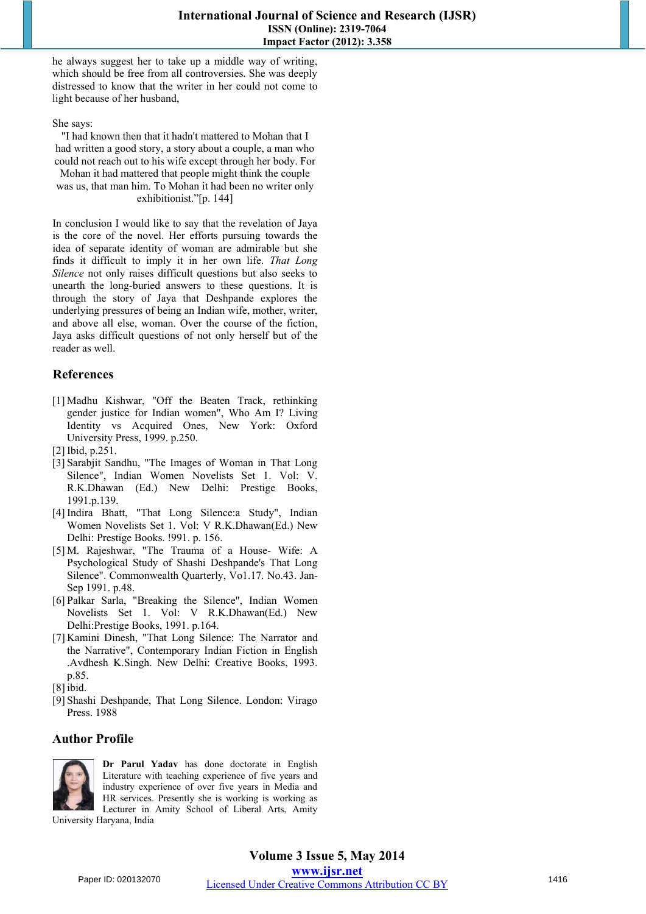he always suggest her to take up a middle way of writing, which should be free from all controversies. She was deeply distressed to know that the writer in her could not come to light because of her husband,

She says:

"I had known then that it hadn't mattered to Mohan that I had written a good story, a story about a couple, a man who could not reach out to his wife except through her body. For Mohan it had mattered that people might think the couple was us, that man him. To Mohan it had been no writer only exhibitionist."[p. 144]

In conclusion I would like to say that the revelation of Jaya is the core of the novel. Her efforts pursuing towards the idea of separate identity of woman are admirable but she finds it difficult to imply it in her own life. *That Long Silence* not only raises difficult questions but also seeks to unearth the long-buried answers to these questions. It is through the story of Jaya that Deshpande explores the underlying pressures of being an Indian wife, mother, writer, and above all else, woman. Over the course of the fiction, Jaya asks difficult questions of not only herself but of the reader as well.

## References

[1] Madhu Kishwar, "Off the Beaten Track, rethinking gender justice for Indian women", Who Am I? Living Identity vs Acquired Ones, New York: Oxford University Press, 1999. p.250.

[2] Ibid, p.251.

[3] Sarabjit Sandhu, "The Images of Woman in That Long Silence", Indian Women Novelists Set 1. Vol: V. R.K.Dhawan (Ed.) New Delhi: Prestige Books, 1991.p.139.

[4] Indira Bhatt, "That Long Silence:a Study", Indian Women Novelists Set 1. Vol: V R.K.Dhawan(Ed.) New Delhi: Prestige Books. !991. p. 156.

[5] M. Rajeshwar, "The Trauma of a House- Wife: A Psychological Study of Shashi Deshpande's That Long Silence". Commonwealth Quarterly, Vo1.17. No.43. Jan-Sep 1991. p.48.

[6] Palkar Sarla, "Breaking the Silence", Indian Women Novelists Set 1. Vol: V R.K.Dhawan(Ed.) New Delhi:Prestige Books, 1991. p.164.

[7] Kamini Dinesh, "That Long Silence: The Narrator and the Narrative", Contemporary Indian Fiction in English .Avdhesh K.Singh. New Delhi: Creative Books, 1993. p.85.

[8] ibid.

[9] Shashi Deshpande, That Long Silence. London: Virago Press. 1988

## Author Profile

**Dr Parul Yadav** has done doctorate in English Literature with teaching experience of five years and industry experience of over five years in Media and HR services. Presently she is working is working as Lecturer in Amity School of Liberal Arts, Amity University Haryana, India